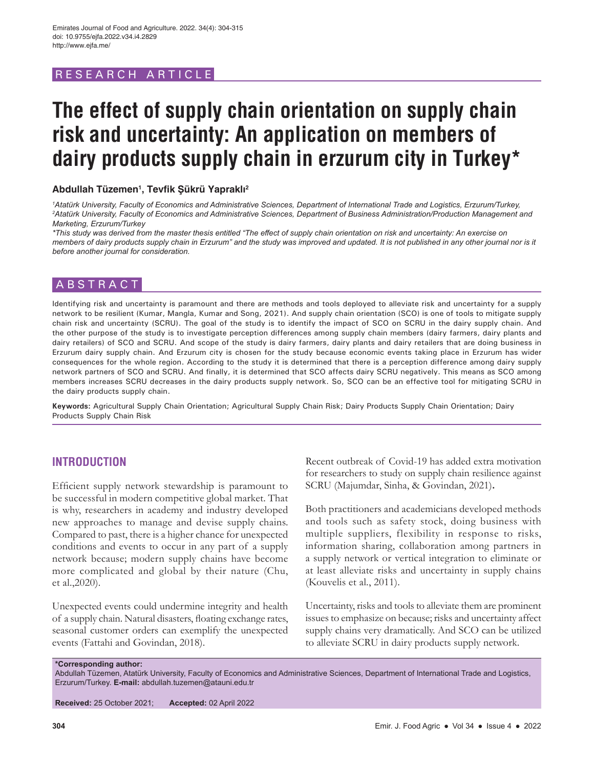RESEARCH ARTICLE

# The effect of supply chain orientation on supply chain risk and uncertainty: An application on members of dairy products supply chain in erzurum city in Turkey*

**Abdullah Tüzemen[1], Tevfik Şükrü Yapraklı[2]**

*[1]Atatürk University, Faculty of Economics and Administrative Sciences, Department of International Trade and Logistics, Erzurum/Turkey,*
*[2]Atatürk University, Faculty of Economics and Administrative Sciences, Department of Business Administration/Production Management and Marketing, Erzurum/Turkey*

*\*This study was derived from the master thesis entitled "The effect of supply chain orientation on risk and uncertainty: An exercise on members of dairy products supply chain in Erzurum" and the study was improved and updated. It is not published in any other journal nor is it before another journal for consideration.*

## ABSTRACT

Identifying risk and uncertainty is paramount and there are methods and tools deployed to alleviate risk and uncertainty for a supply network to be resilient (Kumar, Mangla, Kumar and Song, 2021). And supply chain orientation (SCO) is one of tools to mitigate supply chain risk and uncertainty (SCRU). The goal of the study is to identify the impact of SCO on SCRU in the dairy supply chain. And the other purpose of the study is to investigate perception differences among supply chain members (dairy farmers, dairy plants and dairy retailers) of SCO and SCRU. And scope of the study is dairy farmers, dairy plants and dairy retailers that are doing business in Erzurum dairy supply chain. And Erzurum city is chosen for the study because economic events taking place in Erzurum has wider consequences for the whole region. According to the study it is determined that there is a perception difference among dairy supply network partners of SCO and SCRU. And finally, it is determined that SCO affects dairy SCRU negatively. This means as SCO among members increases SCRU decreases in the dairy products supply network. So, SCO can be an effective tool for mitigating SCRU in the dairy products supply chain.

**Keywords:** Agricultural Supply Chain Orientation; Agricultural Supply Chain Risk; Dairy Products Supply Chain Orientation; Dairy Products Supply Chain Risk

## INTRODUCTION

Efficient supply network stewardship is paramount to be successful in modern competitive global market. That is why, researchers in academy and industry developed new approaches to manage and devise supply chains. Compared to past, there is a higher chance for unexpected conditions and events to occur in any part of a supply network because; modern supply chains have become more complicated and global by their nature (Chu, et al.,2020).

Unexpected events could undermine integrity and health of a supply chain. Natural disasters, floating exchange rates, seasonal customer orders can exemplify the unexpected events (Fattahi and Govindan, 2018).

Recent outbreak of Covid-19 has added extra motivation for researchers to study on supply chain resilience against SCRU (Majumdar, Sinha, & Govindan, 2021).

Both practitioners and academicians developed methods and tools such as safety stock, doing business with multiple suppliers, flexibility in response to risks, information sharing, collaboration among partners in a supply network or vertical integration to eliminate or at least alleviate risks and uncertainty in supply chains (Kouvelis et al., 2011).

Uncertainty, risks and tools to alleviate them are prominent issues to emphasize on because; risks and uncertainty affect supply chains very dramatically. And SCO can be utilized to alleviate SCRU in dairy products supply network.

**\*Corresponding author:**
Abdullah Tüzemen, Atatürk University, Faculty of Economics and Administrative Sciences, Department of International Trade and Logistics, Erzurum/Turkey. **E-mail:** abdullah.tuzemen@atauni.edu.tr

**Received:** 25 October 2021; **Accepted:** 02 April 2022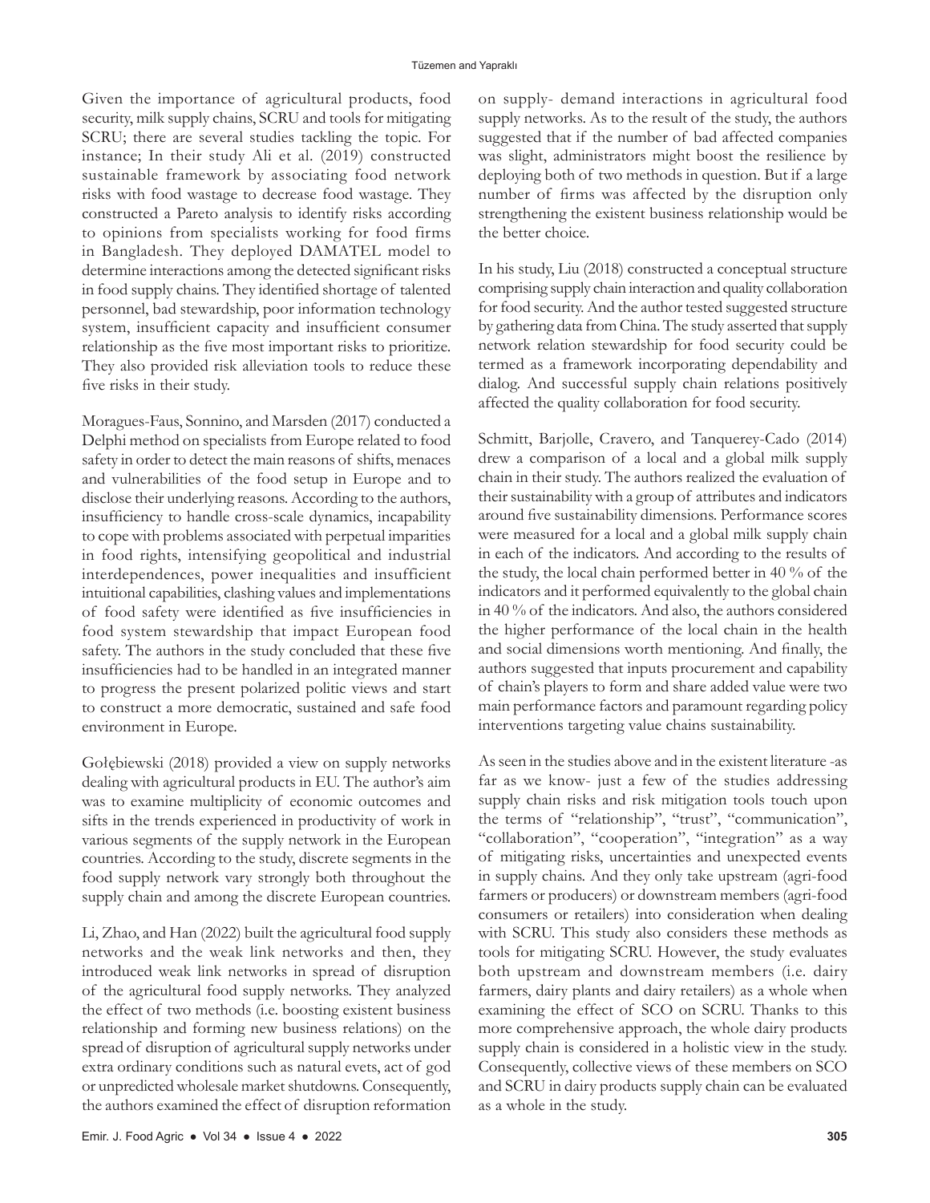Given the importance of agricultural products, food security, milk supply chains, SCRU and tools for mitigating SCRU; there are several studies tackling the topic. For instance; In their study Ali et al. (2019) constructed sustainable framework by associating food network risks with food wastage to decrease food wastage. They constructed a Pareto analysis to identify risks according to opinions from specialists working for food firms in Bangladesh. They deployed DAMATEL model to determine interactions among the detected significant risks in food supply chains. They identified shortage of talented personnel, bad stewardship, poor information technology system, insufficient capacity and insufficient consumer relationship as the five most important risks to prioritize. They also provided risk alleviation tools to reduce these five risks in their study.

Moragues-Faus, Sonnino, and Marsden (2017) conducted a Delphi method on specialists from Europe related to food safety in order to detect the main reasons of shifts, menaces and vulnerabilities of the food setup in Europe and to disclose their underlying reasons. According to the authors, insufficiency to handle cross-scale dynamics, incapability to cope with problems associated with perpetual imparities in food rights, intensifying geopolitical and industrial interdependences, power inequalities and insufficient intuitional capabilities, clashing values and implementations of food safety were identified as five insufficiencies in food system stewardship that impact European food safety. The authors in the study concluded that these five insufficiencies had to be handled in an integrated manner to progress the present polarized politic views and start to construct a more democratic, sustained and safe food environment in Europe.

Gołębiewski (2018) provided a view on supply networks dealing with agricultural products in EU. The author's aim was to examine multiplicity of economic outcomes and sifts in the trends experienced in productivity of work in various segments of the supply network in the European countries. According to the study, discrete segments in the food supply network vary strongly both throughout the supply chain and among the discrete European countries.

Li, Zhao, and Han (2022) built the agricultural food supply networks and the weak link networks and then, they introduced weak link networks in spread of disruption of the agricultural food supply networks. They analyzed the effect of two methods (i.e. boosting existent business relationship and forming new business relations) on the spread of disruption of agricultural supply networks under extra ordinary conditions such as natural evets, act of god or unpredicted wholesale market shutdowns. Consequently, the authors examined the effect of disruption reformation on supply- demand interactions in agricultural food supply networks. As to the result of the study, the authors suggested that if the number of bad affected companies was slight, administrators might boost the resilience by deploying both of two methods in question. But if a large number of firms was affected by the disruption only strengthening the existent business relationship would be the better choice.

In his study, Liu (2018) constructed a conceptual structure comprising supply chain interaction and quality collaboration for food security. And the author tested suggested structure by gathering data from China. The study asserted that supply network relation stewardship for food security could be termed as a framework incorporating dependability and dialog. And successful supply chain relations positively affected the quality collaboration for food security.

Schmitt, Barjolle, Cravero, and Tanquerey-Cado (2014) drew a comparison of a local and a global milk supply chain in their study. The authors realized the evaluation of their sustainability with a group of attributes and indicators around five sustainability dimensions. Performance scores were measured for a local and a global milk supply chain in each of the indicators. And according to the results of the study, the local chain performed better in 40 % of the indicators and it performed equivalently to the global chain in 40 % of the indicators. And also, the authors considered the higher performance of the local chain in the health and social dimensions worth mentioning. And finally, the authors suggested that inputs procurement and capability of chain's players to form and share added value were two main performance factors and paramount regarding policy interventions targeting value chains sustainability.

As seen in the studies above and in the existent literature -as far as we know- just a few of the studies addressing supply chain risks and risk mitigation tools touch upon the terms of "relationship", "trust", "communication", "collaboration", "cooperation", "integration" as a way of mitigating risks, uncertainties and unexpected events in supply chains. And they only take upstream (agri-food farmers or producers) or downstream members (agri-food consumers or retailers) into consideration when dealing with SCRU. This study also considers these methods as tools for mitigating SCRU. However, the study evaluates both upstream and downstream members (i.e. dairy farmers, dairy plants and dairy retailers) as a whole when examining the effect of SCO on SCRU. Thanks to this more comprehensive approach, the whole dairy products supply chain is considered in a holistic view in the study. Consequently, collective views of these members on SCO and SCRU in dairy products supply chain can be evaluated as a whole in the study.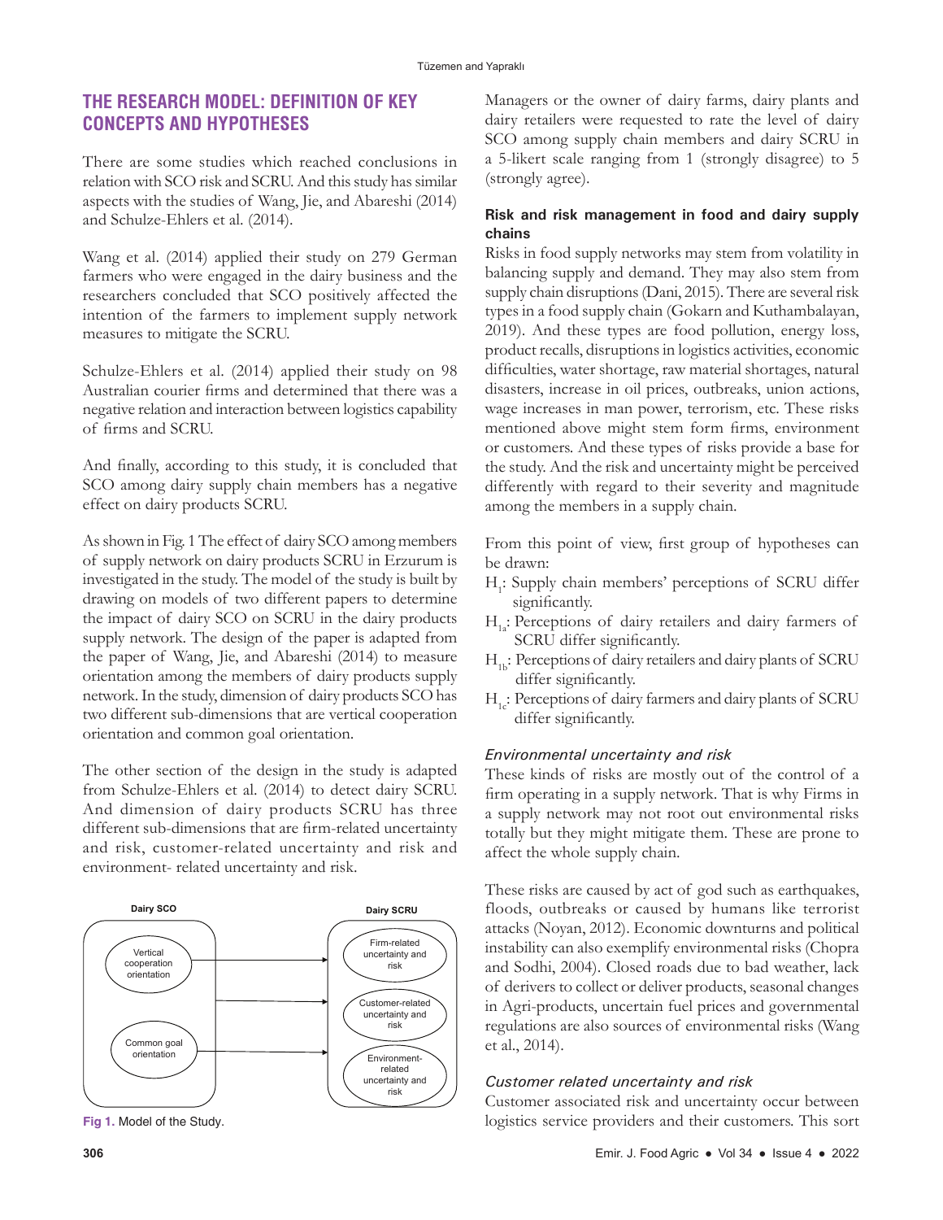## THE RESEARCH MODEL: DEFINITION OF KEY CONCEPTS AND HYPOTHESES

There are some studies which reached conclusions in relation with SCO risk and SCRU. And this study has similar aspects with the studies of Wang, Jie, and Abareshi (2014) and Schulze-Ehlers et al. (2014).

Wang et al. (2014) applied their study on 279 German farmers who were engaged in the dairy business and the researchers concluded that SCO positively affected the intention of the farmers to implement supply network measures to mitigate the SCRU.

Schulze-Ehlers et al. (2014) applied their study on 98 Australian courier firms and determined that there was a negative relation and interaction between logistics capability of firms and SCRU.

And finally, according to this study, it is concluded that SCO among dairy supply chain members has a negative effect on dairy products SCRU.

As shown in Fig. 1 The effect of dairy SCO among members of supply network on dairy products SCRU in Erzurum is investigated in the study. The model of the study is built by drawing on models of two different papers to determine the impact of dairy SCO on SCRU in the dairy products supply network. The design of the paper is adapted from the paper of Wang, Jie, and Abareshi (2014) to measure orientation among the members of dairy products supply network. In the study, dimension of dairy products SCO has two different sub-dimensions that are vertical cooperation orientation and common goal orientation.

The other section of the design in the study is adapted from Schulze-Ehlers et al. (2014) to detect dairy SCRU. And dimension of dairy products SCRU has three different sub-dimensions that are firm-related uncertainty and risk, customer-related uncertainty and risk and environment- related uncertainty and risk.

Dairy SCO: Vertical cooperation orientation; Common goal orientation

Dairy SCRU: Firm-related uncertainty and risk; Customer-related uncertainty and risk; Environment-related uncertainty and risk

**Fig 1.** Model of the Study.

Managers or the owner of dairy farms, dairy plants and dairy retailers were requested to rate the level of dairy SCO among supply chain members and dairy SCRU in a 5-likert scale ranging from 1 (strongly disagree) to 5 (strongly agree).

### Risk and risk management in food and dairy supply chains

Risks in food supply networks may stem from volatility in balancing supply and demand. They may also stem from supply chain disruptions (Dani, 2015). There are several risk types in a food supply chain (Gokarn and Kuthambalayan, 2019). And these types are food pollution, energy loss, product recalls, disruptions in logistics activities, economic difficulties, water shortage, raw material shortages, natural disasters, increase in oil prices, outbreaks, union actions, wage increases in man power, terrorism, etc. These risks mentioned above might stem form firms, environment or customers. And these types of risks provide a base for the study. And the risk and uncertainty might be perceived differently with regard to their severity and magnitude among the members in a supply chain.

From this point of view, first group of hypotheses can be drawn:

- $H_1$: Supply chain members' perceptions of SCRU differ significantly.
- $H_{1a}$: Perceptions of dairy retailers and dairy farmers of SCRU differ significantly.
- $H_{1b}$: Perceptions of dairy retailers and dairy plants of SCRU differ significantly.
- $H_{1c}$: Perceptions of dairy farmers and dairy plants of SCRU differ significantly.

#### *Environmental uncertainty and risk*

These kinds of risks are mostly out of the control of a firm operating in a supply network. That is why Firms in a supply network may not root out environmental risks totally but they might mitigate them. These are prone to affect the whole supply chain.

These risks are caused by act of god such as earthquakes, floods, outbreaks or caused by humans like terrorist attacks (Noyan, 2012). Economic downturns and political instability can also exemplify environmental risks (Chopra and Sodhi, 2004). Closed roads due to bad weather, lack of derivers to collect or deliver products, seasonal changes in Agri-products, uncertain fuel prices and governmental regulations are also sources of environmental risks (Wang et al., 2014).

#### *Customer related uncertainty and risk*

Customer associated risk and uncertainty occur between logistics service providers and their customers. This sort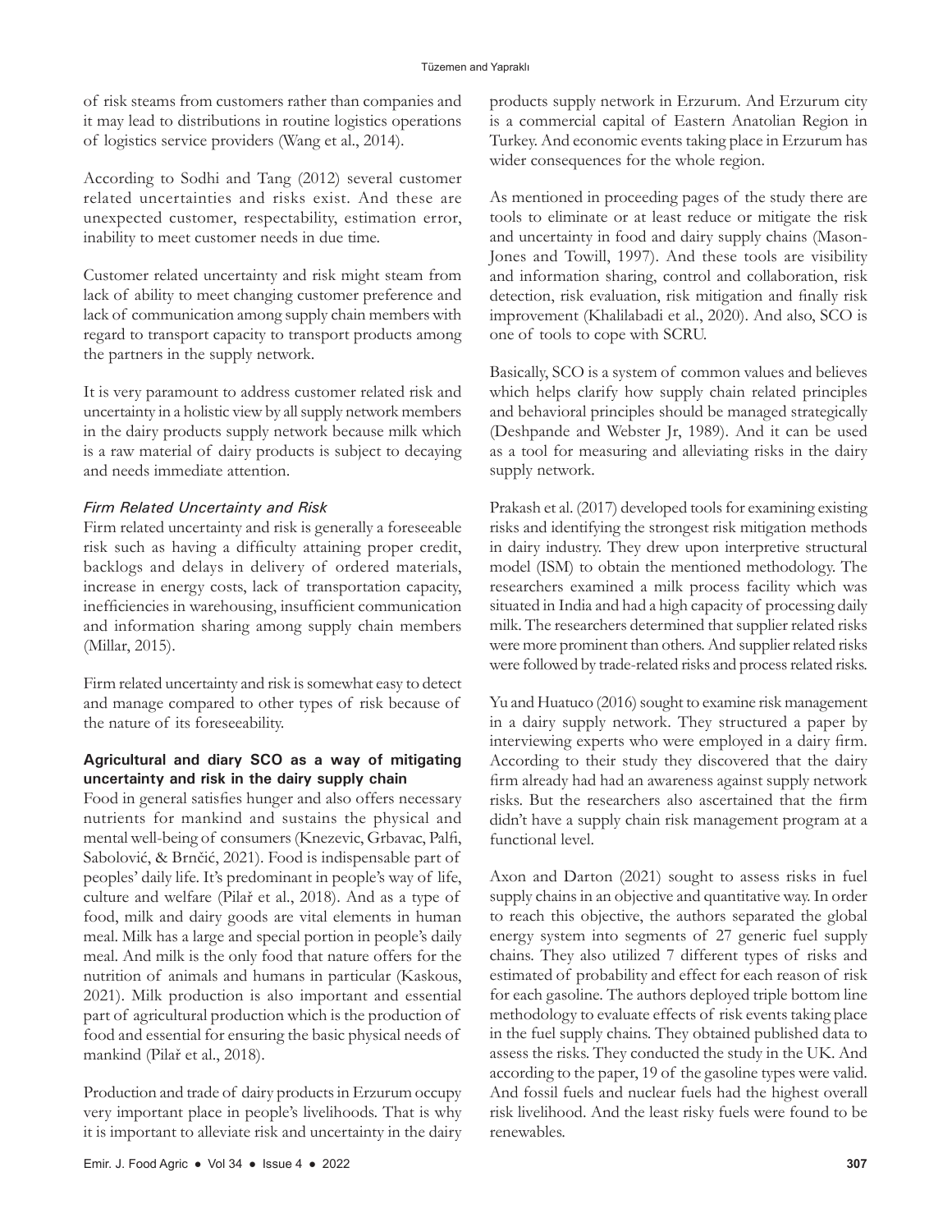of risk steams from customers rather than companies and it may lead to distributions in routine logistics operations of logistics service providers (Wang et al., 2014).

According to Sodhi and Tang (2012) several customer related uncertainties and risks exist. And these are unexpected customer, respectability, estimation error, inability to meet customer needs in due time.

Customer related uncertainty and risk might steam from lack of ability to meet changing customer preference and lack of communication among supply chain members with regard to transport capacity to transport products among the partners in the supply network.

It is very paramount to address customer related risk and uncertainty in a holistic view by all supply network members in the dairy products supply network because milk which is a raw material of dairy products is subject to decaying and needs immediate attention.

#### *Firm Related Uncertainty and Risk*

Firm related uncertainty and risk is generally a foreseeable risk such as having a difficulty attaining proper credit, backlogs and delays in delivery of ordered materials, increase in energy costs, lack of transportation capacity, inefficiencies in warehousing, insufficient communication and information sharing among supply chain members (Millar, 2015).

Firm related uncertainty and risk is somewhat easy to detect and manage compared to other types of risk because of the nature of its foreseeability.

### **Agricultural and diary SCO as a way of mitigating uncertainty and risk in the dairy supply chain**

Food in general satisfies hunger and also offers necessary nutrients for mankind and sustains the physical and mental well-being of consumers (Knezevic, Grbavac, Palfi, Sabolović, & Brnčić, 2021). Food is indispensable part of peoples' daily life. It's predominant in people's way of life, culture and welfare (Pilař et al., 2018). And as a type of food, milk and dairy goods are vital elements in human meal. Milk has a large and special portion in people's daily meal. And milk is the only food that nature offers for the nutrition of animals and humans in particular (Kaskous, 2021). Milk production is also important and essential part of agricultural production which is the production of food and essential for ensuring the basic physical needs of mankind (Pilař et al., 2018).

Production and trade of dairy products in Erzurum occupy very important place in people's livelihoods. That is why it is important to alleviate risk and uncertainty in the dairy products supply network in Erzurum. And Erzurum city is a commercial capital of Eastern Anatolian Region in Turkey. And economic events taking place in Erzurum has wider consequences for the whole region.

As mentioned in proceeding pages of the study there are tools to eliminate or at least reduce or mitigate the risk and uncertainty in food and dairy supply chains (Mason-Jones and Towill, 1997). And these tools are visibility and information sharing, control and collaboration, risk detection, risk evaluation, risk mitigation and finally risk improvement (Khalilabadi et al., 2020). And also, SCO is one of tools to cope with SCRU.

Basically, SCO is a system of common values and believes which helps clarify how supply chain related principles and behavioral principles should be managed strategically (Deshpande and Webster Jr, 1989). And it can be used as a tool for measuring and alleviating risks in the dairy supply network.

Prakash et al. (2017) developed tools for examining existing risks and identifying the strongest risk mitigation methods in dairy industry. They drew upon interpretive structural model (ISM) to obtain the mentioned methodology. The researchers examined a milk process facility which was situated in India and had a high capacity of processing daily milk. The researchers determined that supplier related risks were more prominent than others. And supplier related risks were followed by trade-related risks and process related risks.

Yu and Huatuco (2016) sought to examine risk management in a dairy supply network. They structured a paper by interviewing experts who were employed in a dairy firm. According to their study they discovered that the dairy firm already had had an awareness against supply network risks. But the researchers also ascertained that the firm didn't have a supply chain risk management program at a functional level.

Axon and Darton (2021) sought to assess risks in fuel supply chains in an objective and quantitative way. In order to reach this objective, the authors separated the global energy system into segments of 27 generic fuel supply chains. They also utilized 7 different types of risks and estimated of probability and effect for each reason of risk for each gasoline. The authors deployed triple bottom line methodology to evaluate effects of risk events taking place in the fuel supply chains. They obtained published data to assess the risks. They conducted the study in the UK. And according to the paper, 19 of the gasoline types were valid. And fossil fuels and nuclear fuels had the highest overall risk livelihood. And the least risky fuels were found to be renewables.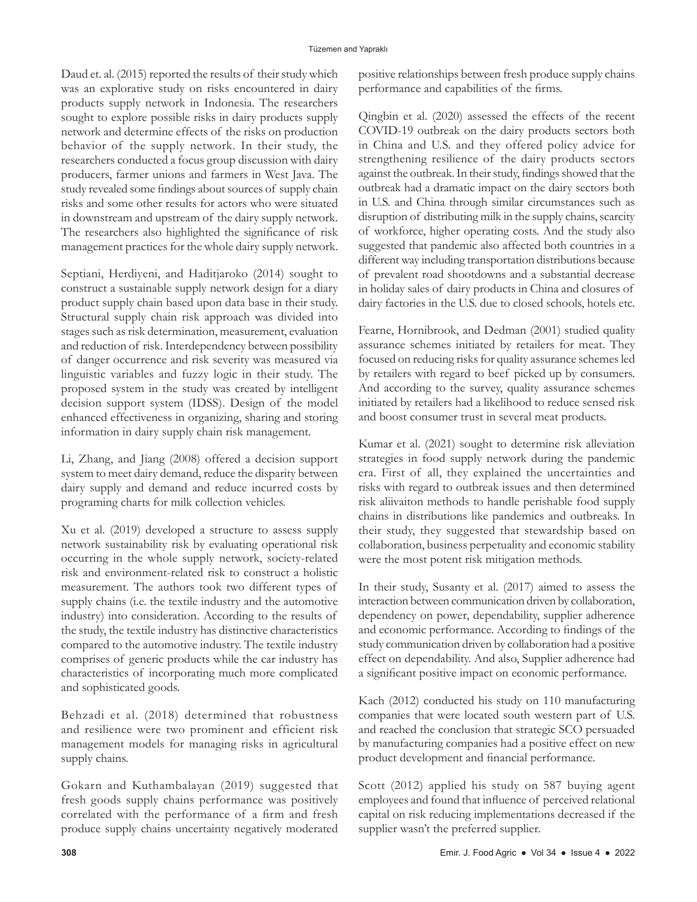Daud et. al. (2015) reported the results of their study which was an explorative study on risks encountered in dairy products supply network in Indonesia. The researchers sought to explore possible risks in dairy products supply network and determine effects of the risks on production behavior of the supply network. In their study, the researchers conducted a focus group discussion with dairy producers, farmer unions and farmers in West Java. The study revealed some findings about sources of supply chain risks and some other results for actors who were situated in downstream and upstream of the dairy supply network. The researchers also highlighted the significance of risk management practices for the whole dairy supply network.

Septiani, Herdiyeni, and Haditjaroko (2014) sought to construct a sustainable supply network design for a diary product supply chain based upon data base in their study. Structural supply chain risk approach was divided into stages such as risk determination, measurement, evaluation and reduction of risk. Interdependency between possibility of danger occurrence and risk severity was measured via linguistic variables and fuzzy logic in their study. The proposed system in the study was created by intelligent decision support system (IDSS). Design of the model enhanced effectiveness in organizing, sharing and storing information in dairy supply chain risk management.

Li, Zhang, and Jiang (2008) offered a decision support system to meet dairy demand, reduce the disparity between dairy supply and demand and reduce incurred costs by programing charts for milk collection vehicles.

Xu et al. (2019) developed a structure to assess supply network sustainability risk by evaluating operational risk occurring in the whole supply network, society-related risk and environment-related risk to construct a holistic measurement. The authors took two different types of supply chains (i.e. the textile industry and the automotive industry) into consideration. According to the results of the study, the textile industry has distinctive characteristics compared to the automotive industry. The textile industry comprises of generic products while the car industry has characteristics of incorporating much more complicated and sophisticated goods.

Behzadi et al. (2018) determined that robustness and resilience were two prominent and efficient risk management models for managing risks in agricultural supply chains.

Gokarn and Kuthambalayan (2019) suggested that fresh goods supply chains performance was positively correlated with the performance of a firm and fresh produce supply chains uncertainty negatively moderated positive relationships between fresh produce supply chains performance and capabilities of the firms.

Qingbin et al. (2020) assessed the effects of the recent COVID-19 outbreak on the dairy products sectors both in China and U.S. and they offered policy advice for strengthening resilience of the dairy products sectors against the outbreak. In their study, findings showed that the outbreak had a dramatic impact on the dairy sectors both in U.S. and China through similar circumstances such as disruption of distributing milk in the supply chains, scarcity of workforce, higher operating costs. And the study also suggested that pandemic also affected both countries in a different way including transportation distributions because of prevalent road shootdowns and a substantial decrease in holiday sales of dairy products in China and closures of dairy factories in the U.S. due to closed schools, hotels etc.

Fearne, Hornibrook, and Dedman (2001) studied quality assurance schemes initiated by retailers for meat. They focused on reducing risks for quality assurance schemes led by retailers with regard to beef picked up by consumers. And according to the survey, quality assurance schemes initiated by retailers had a likelihood to reduce sensed risk and boost consumer trust in several meat products.

Kumar et al. (2021) sought to determine risk alleviation strategies in food supply network during the pandemic era. First of all, they explained the uncertainties and risks with regard to outbreak issues and then determined risk aliivaiton methods to handle perishable food supply chains in distributions like pandemics and outbreaks. In their study, they suggested that stewardship based on collaboration, business perpetuality and economic stability were the most potent risk mitigation methods.

In their study, Susanty et al. (2017) aimed to assess the interaction between communication driven by collaboration, dependency on power, dependability, supplier adherence and economic performance. According to findings of the study communication driven by collaboration had a positive effect on dependability. And also, Supplier adherence had a significant positive impact on economic performance.

Kach (2012) conducted his study on 110 manufacturing companies that were located south western part of U.S. and reached the conclusion that strategic SCO persuaded by manufacturing companies had a positive effect on new product development and financial performance.

Scott (2012) applied his study on 587 buying agent employees and found that influence of perceived relational capital on risk reducing implementations decreased if the supplier wasn't the preferred supplier.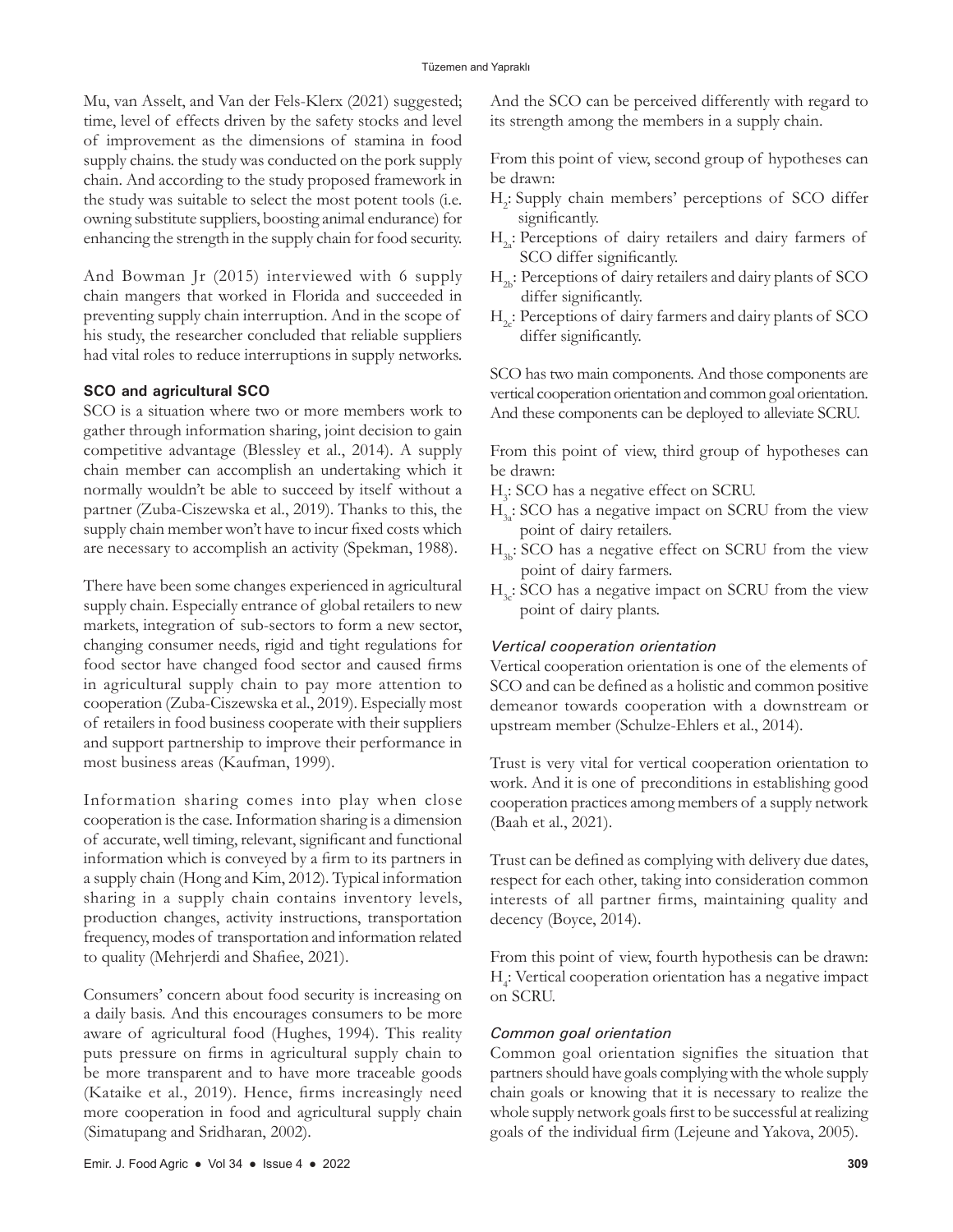Mu, van Asselt, and Van der Fels-Klerx (2021) suggested; time, level of effects driven by the safety stocks and level of improvement as the dimensions of stamina in food supply chains. the study was conducted on the pork supply chain. And according to the study proposed framework in the study was suitable to select the most potent tools (i.e. owning substitute suppliers, boosting animal endurance) for enhancing the strength in the supply chain for food security.

And Bowman Jr (2015) interviewed with 6 supply chain mangers that worked in Florida and succeeded in preventing supply chain interruption. And in the scope of his study, the researcher concluded that reliable suppliers had vital roles to reduce interruptions in supply networks.

### SCO and agricultural SCO

SCO is a situation where two or more members work to gather through information sharing, joint decision to gain competitive advantage (Blessley et al., 2014). A supply chain member can accomplish an undertaking which it normally wouldn't be able to succeed by itself without a partner (Zuba-Ciszewska et al., 2019). Thanks to this, the supply chain member won't have to incur fixed costs which are necessary to accomplish an activity (Spekman, 1988).

There have been some changes experienced in agricultural supply chain. Especially entrance of global retailers to new markets, integration of sub-sectors to form a new sector, changing consumer needs, rigid and tight regulations for food sector have changed food sector and caused firms in agricultural supply chain to pay more attention to cooperation (Zuba-Ciszewska et al., 2019). Especially most of retailers in food business cooperate with their suppliers and support partnership to improve their performance in most business areas (Kaufman, 1999).

Information sharing comes into play when close cooperation is the case. Information sharing is a dimension of accurate, well timing, relevant, significant and functional information which is conveyed by a firm to its partners in a supply chain (Hong and Kim, 2012). Typical information sharing in a supply chain contains inventory levels, production changes, activity instructions, transportation frequency, modes of transportation and information related to quality (Mehrjerdi and Shafiee, 2021).

Consumers' concern about food security is increasing on a daily basis. And this encourages consumers to be more aware of agricultural food (Hughes, 1994). This reality puts pressure on firms in agricultural supply chain to be more transparent and to have more traceable goods (Kataike et al., 2019). Hence, firms increasingly need more cooperation in food and agricultural supply chain (Simatupang and Sridharan, 2002).

And the SCO can be perceived differently with regard to its strength among the members in a supply chain.

From this point of view, second group of hypotheses can be drawn:

- $H_2$: Supply chain members' perceptions of SCO differ significantly.
- $H_{2a}$: Perceptions of dairy retailers and dairy farmers of SCO differ significantly.
- $H_{2b}$: Perceptions of dairy retailers and dairy plants of SCO differ significantly.
- $H_{2c}$: Perceptions of dairy farmers and dairy plants of SCO differ significantly.

SCO has two main components. And those components are vertical cooperation orientation and common goal orientation. And these components can be deployed to alleviate SCRU.

From this point of view, third group of hypotheses can be drawn:

- $H_3$: SCO has a negative effect on SCRU.
- $H_{3a}$: SCO has a negative impact on SCRU from the view point of dairy retailers.
- $H_{3b}$: SCO has a negative effect on SCRU from the view point of dairy farmers.
- $H_{3c}$: SCO has a negative impact on SCRU from the view point of dairy plants.

#### *Vertical cooperation orientation*

Vertical cooperation orientation is one of the elements of SCO and can be defined as a holistic and common positive demeanor towards cooperation with a downstream or upstream member (Schulze-Ehlers et al., 2014).

Trust is very vital for vertical cooperation orientation to work. And it is one of preconditions in establishing good cooperation practices among members of a supply network (Baah et al., 2021).

Trust can be defined as complying with delivery due dates, respect for each other, taking into consideration common interests of all partner firms, maintaining quality and decency (Boyce, 2014).

From this point of view, fourth hypothesis can be drawn:

$H_4$: Vertical cooperation orientation has a negative impact on SCRU.

#### *Common goal orientation*

Common goal orientation signifies the situation that partners should have goals complying with the whole supply chain goals or knowing that it is necessary to realize the whole supply network goals first to be successful at realizing goals of the individual firm (Lejeune and Yakova, 2005).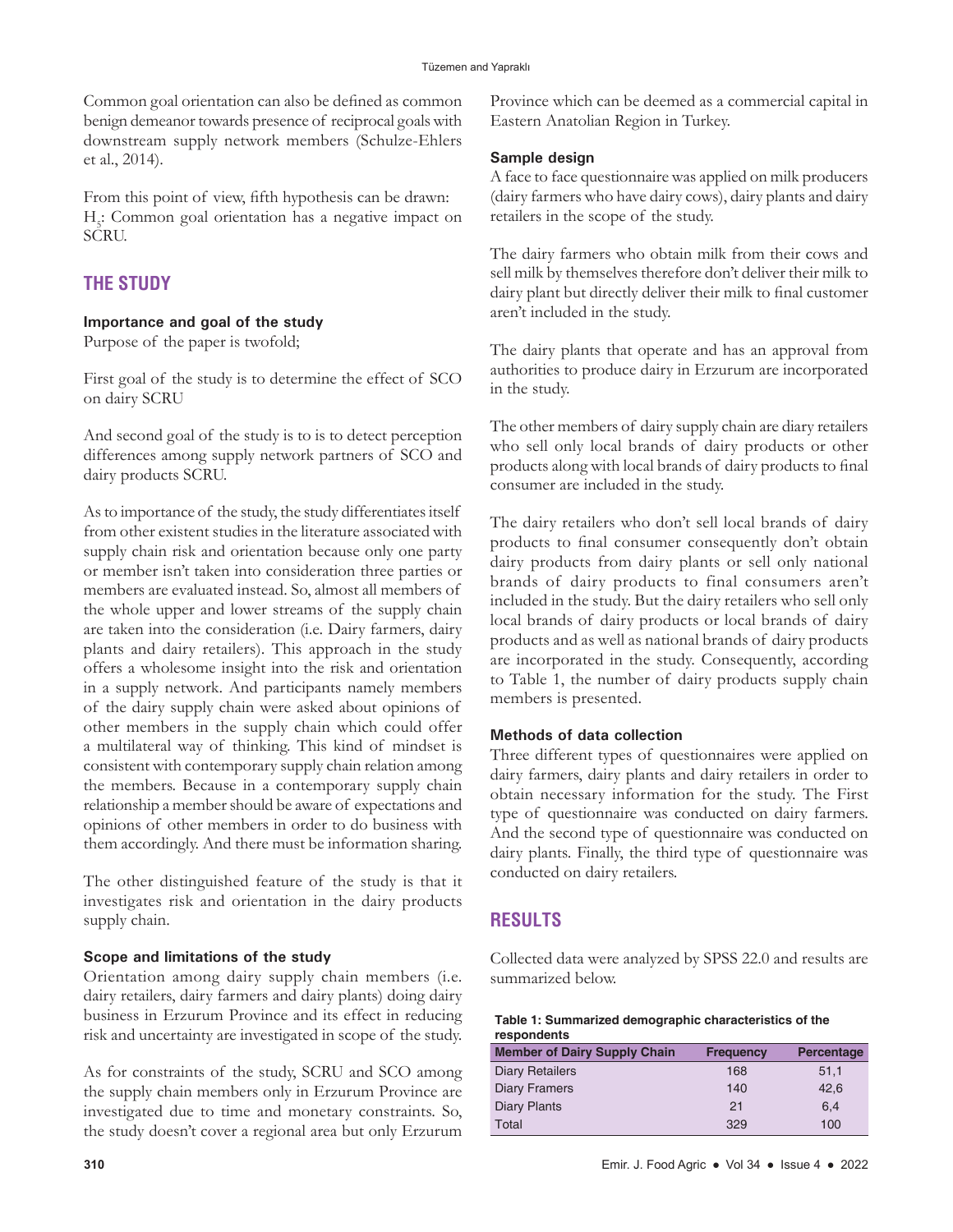Common goal orientation can also be defined as common benign demeanor towards presence of reciprocal goals with downstream supply network members (Schulze-Ehlers et al., 2014).

From this point of view, fifth hypothesis can be drawn: $H_5$: Common goal orientation has a negative impact on SCRU.

## THE STUDY

### Importance and goal of the study

Purpose of the paper is twofold;

First goal of the study is to determine the effect of SCO on dairy SCRU

And second goal of the study is to is to detect perception differences among supply network partners of SCO and dairy products SCRU.

As to importance of the study, the study differentiates itself from other existent studies in the literature associated with supply chain risk and orientation because only one party or member isn't taken into consideration three parties or members are evaluated instead. So, almost all members of the whole upper and lower streams of the supply chain are taken into the consideration (i.e. Dairy farmers, dairy plants and dairy retailers). This approach in the study offers a wholesome insight into the risk and orientation in a supply network. And participants namely members of the dairy supply chain were asked about opinions of other members in the supply chain which could offer a multilateral way of thinking. This kind of mindset is consistent with contemporary supply chain relation among the members. Because in a contemporary supply chain relationship a member should be aware of expectations and opinions of other members in order to do business with them accordingly. And there must be information sharing.

The other distinguished feature of the study is that it investigates risk and orientation in the dairy products supply chain.

### Scope and limitations of the study

Orientation among dairy supply chain members (i.e. dairy retailers, dairy farmers and dairy plants) doing dairy business in Erzurum Province and its effect in reducing risk and uncertainty are investigated in scope of the study.

As for constraints of the study, SCRU and SCO among the supply chain members only in Erzurum Province are investigated due to time and monetary constraints. So, the study doesn't cover a regional area but only Erzurum Province which can be deemed as a commercial capital in Eastern Anatolian Region in Turkey.

### Sample design

A face to face questionnaire was applied on milk producers (dairy farmers who have dairy cows), dairy plants and dairy retailers in the scope of the study.

The dairy farmers who obtain milk from their cows and sell milk by themselves therefore don't deliver their milk to dairy plant but directly deliver their milk to final customer aren't included in the study.

The dairy plants that operate and has an approval from authorities to produce dairy in Erzurum are incorporated in the study.

The other members of dairy supply chain are diary retailers who sell only local brands of dairy products or other products along with local brands of dairy products to final consumer are included in the study.

The dairy retailers who don't sell local brands of dairy products to final consumer consequently don't obtain dairy products from dairy plants or sell only national brands of dairy products to final consumers aren't included in the study. But the dairy retailers who sell only local brands of dairy products or local brands of dairy products and as well as national brands of dairy products are incorporated in the study. Consequently, according to Table 1, the number of dairy products supply chain members is presented.

### Methods of data collection

Three different types of questionnaires were applied on dairy farmers, dairy plants and dairy retailers in order to obtain necessary information for the study. The First type of questionnaire was conducted on dairy farmers. And the second type of questionnaire was conducted on dairy plants. Finally, the third type of questionnaire was conducted on dairy retailers.

## RESULTS

Collected data were analyzed by SPSS 22.0 and results are summarized below.

**Table 1: Summarized demographic characteristics of the respondents**

| Member of Dairy Supply Chain | Frequency | Percentage |
|---|---|---|
| Diary Retailers | 168 | 51,1 |
| Diary Framers | 140 | 42,6 |
| Diary Plants | 21 | 6,4 |
| Total | 329 | 100 |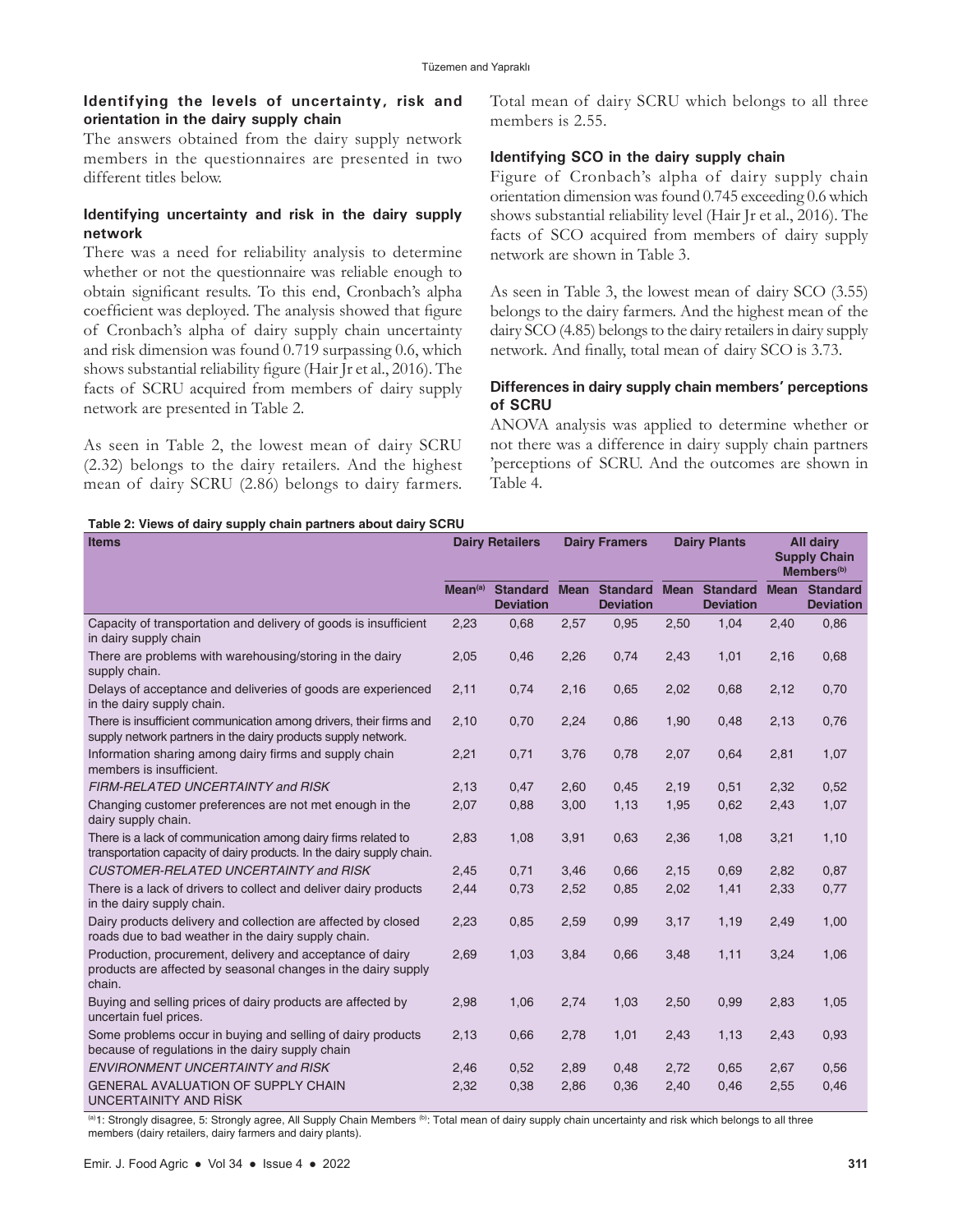### Identifying the levels of uncertainty, risk and orientation in the dairy supply chain

The answers obtained from the dairy supply network members in the questionnaires are presented in two different titles below.

#### Identifying uncertainty and risk in the dairy supply network

There was a need for reliability analysis to determine whether or not the questionnaire was reliable enough to obtain significant results. To this end, Cronbach's alpha coefficient was deployed. The analysis showed that figure of Cronbach's alpha of dairy supply chain uncertainty and risk dimension was found 0.719 surpassing 0.6, which shows substantial reliability figure (Hair Jr et al., 2016). The facts of SCRU acquired from members of dairy supply network are presented in Table 2.

As seen in Table 2, the lowest mean of dairy SCRU (2.32) belongs to the dairy retailers. And the highest mean of dairy SCRU (2.86) belongs to dairy farmers. Total mean of dairy SCRU which belongs to all three members is 2.55.

#### Identifying SCO in the dairy supply chain

Figure of Cronbach's alpha of dairy supply chain orientation dimension was found 0.745 exceeding 0.6 which shows substantial reliability level (Hair Jr et al., 2016). The facts of SCO acquired from members of dairy supply network are shown in Table 3.

As seen in Table 3, the lowest mean of dairy SCO (3.55) belongs to the dairy farmers. And the highest mean of the dairy SCO (4.85) belongs to the dairy retailers in dairy supply network. And finally, total mean of dairy SCO is 3.73.

#### Differences in dairy supply chain members' perceptions of SCRU

ANOVA analysis was applied to determine whether or not there was a difference in dairy supply chain partners 'perceptions of SCRU. And the outcomes are shown in Table 4.

**Table 2: Views of dairy supply chain partners about dairy SCRU**

| Items | Dairy Retailers | | Dairy Framers | | Dairy Plants | | All dairy Supply Chain Members[(b)] | |
|---|---|---|---|---|---|---|---|---|
| | Mean[(a)] | Standard Deviation | Mean | Standard Deviation | Mean | Standard Deviation | Mean | Standard Deviation |
| Capacity of transportation and delivery of goods is insufficient in dairy supply chain | 2,23 | 0,68 | 2,57 | 0,95 | 2,50 | 1,04 | 2,40 | 0,86 |
| There are problems with warehousing/storing in the dairy supply chain. | 2,05 | 0,46 | 2,26 | 0,74 | 2,43 | 1,01 | 2,16 | 0,68 |
| Delays of acceptance and deliveries of goods are experienced in the dairy supply chain. | 2,11 | 0,74 | 2,16 | 0,65 | 2,02 | 0,68 | 2,12 | 0,70 |
| There is insufficient communication among drivers, their firms and supply network partners in the dairy products supply network. | 2,10 | 0,70 | 2,24 | 0,86 | 1,90 | 0,48 | 2,13 | 0,76 |
| Information sharing among dairy firms and supply chain members is insufficient. | 2,21 | 0,71 | 3,76 | 0,78 | 2,07 | 0,64 | 2,81 | 1,07 |
| *FIRM-RELATED UNCERTAINTY and RISK* | 2,13 | 0,47 | 2,60 | 0,45 | 2,19 | 0,51 | 2,32 | 0,52 |
| Changing customer preferences are not met enough in the dairy supply chain. | 2,07 | 0,88 | 3,00 | 1,13 | 1,95 | 0,62 | 2,43 | 1,07 |
| There is a lack of communication among dairy firms related to transportation capacity of dairy products. In the dairy supply chain. | 2,83 | 1,08 | 3,91 | 0,63 | 2,36 | 1,08 | 3,21 | 1,10 |
| *CUSTOMER-RELATED UNCERTAINTY and RISK* | 2,45 | 0,71 | 3,46 | 0,66 | 2,15 | 0,69 | 2,82 | 0,87 |
| There is a lack of drivers to collect and deliver dairy products in the dairy supply chain. | 2,44 | 0,73 | 2,52 | 0,85 | 2,02 | 1,41 | 2,33 | 0,77 |
| Dairy products delivery and collection are affected by closed roads due to bad weather in the dairy supply chain. | 2,23 | 0,85 | 2,59 | 0,99 | 3,17 | 1,19 | 2,49 | 1,00 |
| Production, procurement, delivery and acceptance of dairy products are affected by seasonal changes in the dairy supply chain. | 2,69 | 1,03 | 3,84 | 0,66 | 3,48 | 1,11 | 3,24 | 1,06 |
| Buying and selling prices of dairy products are affected by uncertain fuel prices. | 2,98 | 1,06 | 2,74 | 1,03 | 2,50 | 0,99 | 2,83 | 1,05 |
| Some problems occur in buying and selling of dairy products because of regulations in the dairy supply chain | 2,13 | 0,66 | 2,78 | 1,01 | 2,43 | 1,13 | 2,43 | 0,93 |
| *ENVIRONMENT UNCERTAINTY and RISK* | 2,46 | 0,52 | 2,89 | 0,48 | 2,72 | 0,65 | 2,67 | 0,56 |
| GENERAL AVALUATION OF SUPPLY CHAIN UNCERTAINITY AND RİSK | 2,32 | 0,38 | 2,86 | 0,36 | 2,40 | 0,46 | 2,55 | 0,46 |

[(a)]1: Strongly disagree, 5: Strongly agree, All Supply Chain Members [(b)]: Total mean of dairy supply chain uncertainty and risk which belongs to all three members (dairy retailers, dairy farmers and dairy plants).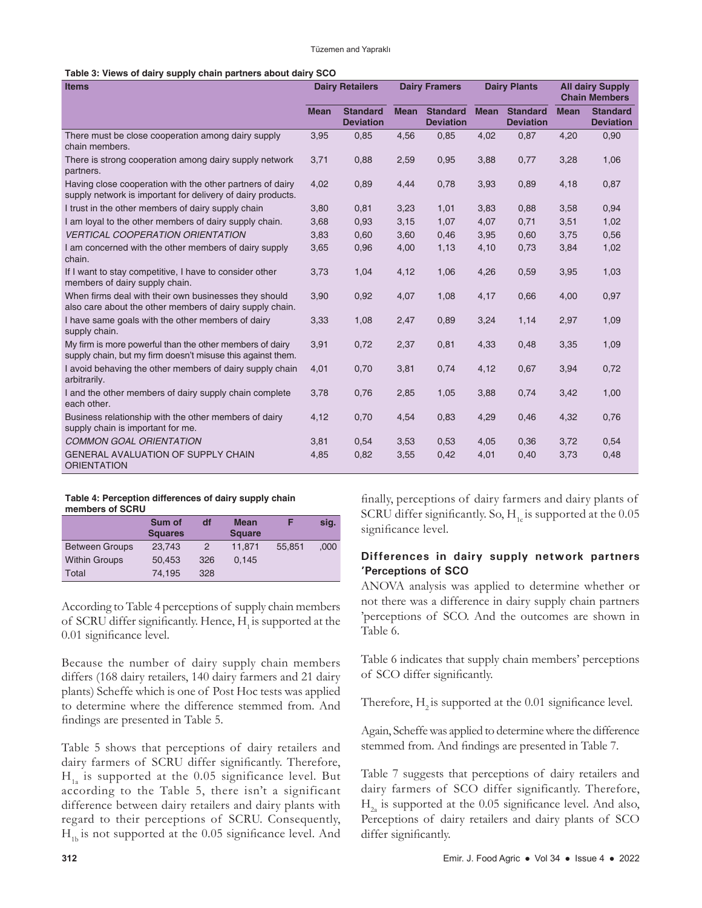**Table 3: Views of dairy supply chain partners about dairy SCO**

| Items | Dairy Retailers | | Dairy Framers | | Dairy Plants | | All dairy Supply Chain Members | |
|---|---|---|---|---|---|---|---|---|
| | Mean | Standard Deviation | Mean | Standard Deviation | Mean | Standard Deviation | Mean | Standard Deviation |
| There must be close cooperation among dairy supply chain members. | 3,95 | 0,85 | 4,56 | 0,85 | 4,02 | 0,87 | 4,20 | 0,90 |
| There is strong cooperation among dairy supply network partners. | 3,71 | 0,88 | 2,59 | 0,95 | 3,88 | 0,77 | 3,28 | 1,06 |
| Having close cooperation with the other partners of dairy supply network is important for delivery of dairy products. | 4,02 | 0,89 | 4,44 | 0,78 | 3,93 | 0,89 | 4,18 | 0,87 |
| I trust in the other members of dairy supply chain | 3,80 | 0,81 | 3,23 | 1,01 | 3,83 | 0,88 | 3,58 | 0,94 |
| I am loyal to the other members of dairy supply chain. | 3,68 | 0,93 | 3,15 | 1,07 | 4,07 | 0,71 | 3,51 | 1,02 |
| *VERTICAL COOPERATION ORIENTATION* | 3,83 | 0,60 | 3,60 | 0,46 | 3,95 | 0,60 | 3,75 | 0,56 |
| I am concerned with the other members of dairy supply chain. | 3,65 | 0,96 | 4,00 | 1,13 | 4,10 | 0,73 | 3,84 | 1,02 |
| If I want to stay competitive, I have to consider other members of dairy supply chain. | 3,73 | 1,04 | 4,12 | 1,06 | 4,26 | 0,59 | 3,95 | 1,03 |
| When firms deal with their own businesses they should also care about the other members of dairy supply chain. | 3,90 | 0,92 | 4,07 | 1,08 | 4,17 | 0,66 | 4,00 | 0,97 |
| I have same goals with the other members of dairy supply chain. | 3,33 | 1,08 | 2,47 | 0,89 | 3,24 | 1,14 | 2,97 | 1,09 |
| My firm is more powerful than the other members of dairy supply chain, but my firm doesn't misuse this against them. | 3,91 | 0,72 | 2,37 | 0,81 | 4,33 | 0,48 | 3,35 | 1,09 |
| I avoid behaving the other members of dairy supply chain arbitrarily. | 4,01 | 0,70 | 3,81 | 0,74 | 4,12 | 0,67 | 3,94 | 0,72 |
| I and the other members of dairy supply chain complete each other. | 3,78 | 0,76 | 2,85 | 1,05 | 3,88 | 0,74 | 3,42 | 1,00 |
| Business relationship with the other members of dairy supply chain is important for me. | 4,12 | 0,70 | 4,54 | 0,83 | 4,29 | 0,46 | 4,32 | 0,76 |
| *COMMON GOAL ORIENTATION* | 3,81 | 0,54 | 3,53 | 0,53 | 4,05 | 0,36 | 3,72 | 0,54 |
| GENERAL AVALUATION OF SUPPLY CHAIN ORIENTATION | 4,85 | 0,82 | 3,55 | 0,42 | 4,01 | 0,40 | 3,73 | 0,48 |

**Table 4: Perception differences of dairy supply chain members of SCRU**

| | Sum of Squares | df | Mean Square | F | sig. |
|---|---|---|---|---|---|
| Between Groups | 23,743 | 2 | 11,871 | 55,851 | ,000 |
| Within Groups | 50,453 | 326 | 0,145 | | |
| Total | 74,195 | 328 | | | |

According to Table 4 perceptions of supply chain members of SCRU differ significantly. Hence, $H_1$ is supported at the 0.01 significance level.

Because the number of dairy supply chain members differs (168 dairy retailers, 140 dairy farmers and 21 dairy plants) Scheffe which is one of Post Hoc tests was applied to determine where the difference stemmed from. And findings are presented in Table 5.

Table 5 shows that perceptions of dairy retailers and dairy farmers of SCRU differ significantly. Therefore, $H_{1a}$ is supported at the 0.05 significance level. But according to the Table 5, there isn't a significant difference between dairy retailers and dairy plants with regard to their perceptions of SCRU. Consequently, $H_{1b}$ is not supported at the 0.05 significance level. And finally, perceptions of dairy farmers and dairy plants of SCRU differ significantly. So, $H_{1c}$ is supported at the 0.05 significance level.

### Differences in dairy supply network partners 'Perceptions of SCO

ANOVA analysis was applied to determine whether or not there was a difference in dairy supply chain partners 'perceptions of SCO. And the outcomes are shown in Table 6.

Table 6 indicates that supply chain members' perceptions of SCO differ significantly.

Therefore, $H_2$ is supported at the 0.01 significance level.

Again, Scheffe was applied to determine where the difference stemmed from. And findings are presented in Table 7.

Table 7 suggests that perceptions of dairy retailers and dairy farmers of SCO differ significantly. Therefore, $H_{2a}$ is supported at the 0.05 significance level. And also, Perceptions of dairy retailers and dairy plants of SCO differ significantly.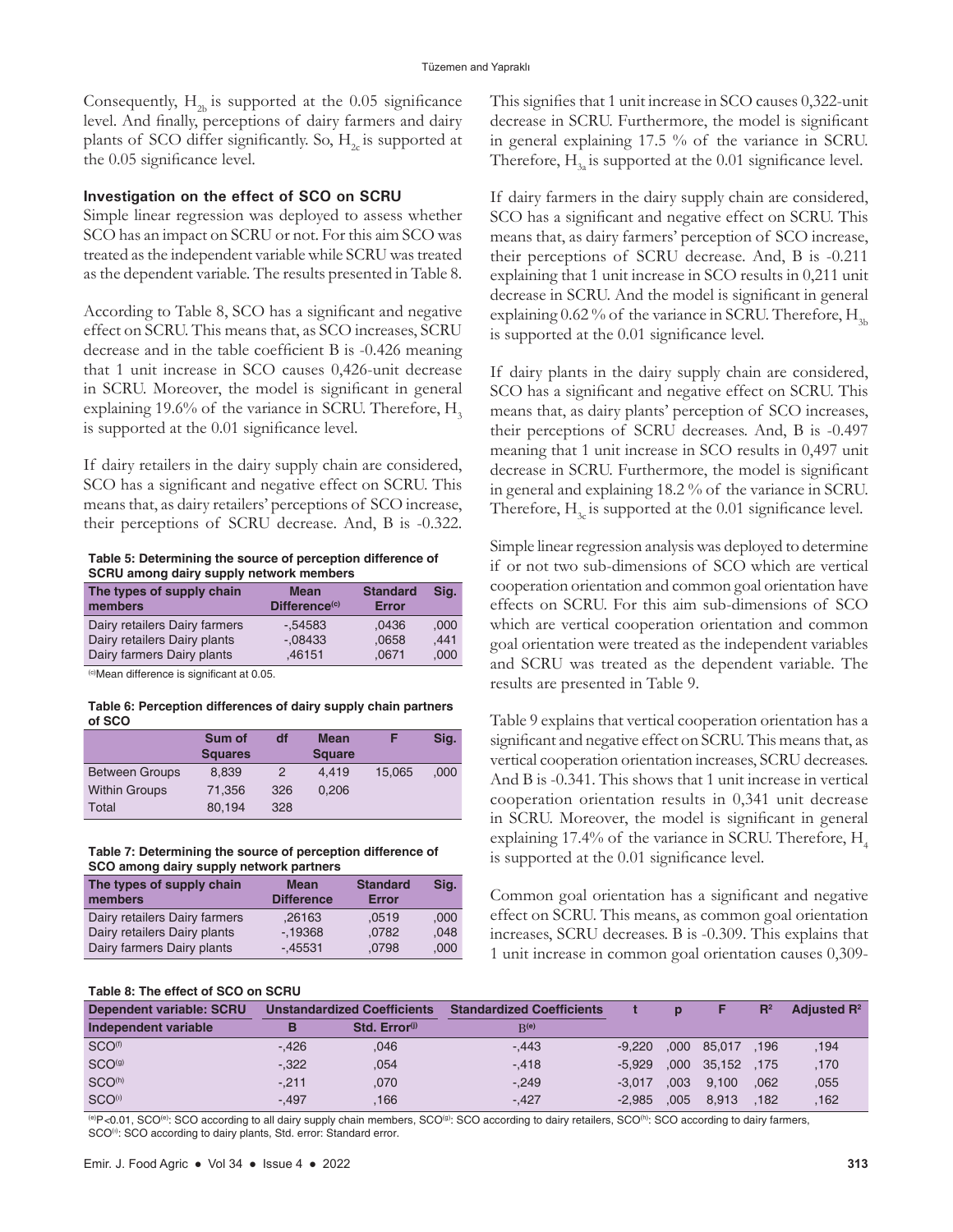Consequently, $H_{2b}$ is supported at the 0.05 significance level. And finally, perceptions of dairy farmers and dairy plants of SCO differ significantly. So, $H_{2c}$ is supported at the 0.05 significance level.

### Investigation on the effect of SCO on SCRU

Simple linear regression was deployed to assess whether SCO has an impact on SCRU or not. For this aim SCO was treated as the independent variable while SCRU was treated as the dependent variable. The results presented in Table 8.

According to Table 8, SCO has a significant and negative effect on SCRU. This means that, as SCO increases, SCRU decrease and in the table coefficient B is -0.426 meaning that 1 unit increase in SCO causes 0,426-unit decrease in SCRU. Moreover, the model is significant in general explaining 19.6% of the variance in SCRU. Therefore, $H_3$ is supported at the 0.01 significance level.

If dairy retailers in the dairy supply chain are considered, SCO has a significant and negative effect on SCRU. This means that, as dairy retailers' perceptions of SCO increase, their perceptions of SCRU decrease. And, B is -0.322. This signifies that 1 unit increase in SCO causes 0,322-unit decrease in SCRU. Furthermore, the model is significant in general explaining 17.5 % of the variance in SCRU. Therefore, $H_{3a}$ is supported at the 0.01 significance level.

If dairy farmers in the dairy supply chain are considered, SCO has a significant and negative effect on SCRU. This means that, as dairy farmers' perception of SCO increase, their perceptions of SCRU decrease. And, B is -0.211 explaining that 1 unit increase in SCO results in 0,211 unit decrease in SCRU. And the model is significant in general explaining 0.62 % of the variance in SCRU. Therefore, $H_{3b}$ is supported at the 0.01 significance level.

If dairy plants in the dairy supply chain are considered, SCO has a significant and negative effect on SCRU. This means that, as dairy plants' perception of SCO increases, their perceptions of SCRU decreases. And, B is -0.497 meaning that 1 unit increase in SCO results in 0,497 unit decrease in SCRU. Furthermore, the model is significant in general and explaining 18.2 % of the variance in SCRU. Therefore, $H_{3c}$ is supported at the 0.01 significance level.

Simple linear regression analysis was deployed to determine if or not two sub-dimensions of SCO which are vertical cooperation orientation and common goal orientation have effects on SCRU. For this aim sub-dimensions of SCO which are vertical cooperation orientation and common goal orientation were treated as the independent variables and SCRU was treated as the dependent variable. The results are presented in Table 9.

Table 9 explains that vertical cooperation orientation has a significant and negative effect on SCRU. This means that, as vertical cooperation orientation increases, SCRU decreases. And B is -0.341. This shows that 1 unit increase in vertical cooperation orientation results in 0,341 unit decrease in SCRU. Moreover, the model is significant in general explaining 17.4% of the variance in SCRU. Therefore, $H_4$ is supported at the 0.01 significance level.

Common goal orientation has a significant and negative effect on SCRU. This means, as common goal orientation increases, SCRU decreases. B is -0.309. This explains that 1 unit increase in common goal orientation causes 0,309-

**Table 5: Determining the source of perception difference of SCRU among dairy supply network members**

| The types of supply chain members | | Mean Difference[c] | Standard Error | Sig. |
|---|---|---|---|---|
| Dairy retailers | Dairy farmers | -,54583 | ,0436 | ,000 |
| Dairy retailers | Dairy plants | -,08433 | ,0658 | ,441 |
| Dairy farmers | Dairy plants | ,46151 | ,0671 | ,000 |

[c]Mean difference is significant at 0.05.

**Table 6: Perception differences of dairy supply chain partners of SCO**

| | Sum of Squares | df | Mean Square | F | Sig. |
|---|---|---|---|---|---|
| Between Groups | 8,839 | 2 | 4,419 | 15,065 | ,000 |
| Within Groups | 71,356 | 326 | 0,206 | | |
| Total | 80,194 | 328 | | | |

**Table 7: Determining the source of perception difference of SCO among dairy supply network partners**

| The types of supply chain members | | Mean Difference | Standard Error | Sig. |
|---|---|---|---|---|
| Dairy retailers | Dairy farmers | ,26163 | ,0519 | ,000 |
| Dairy retailers | Dairy plants | -,19368 | ,0782 | ,048 |
| Dairy farmers | Dairy plants | -,45531 | ,0798 | ,000 |

**Table 8: The effect of SCO on SCRU**

| Dependent variable: SCRU | Unstandardized Coefficients | | Standardized Coefficients | t | p | F | $R^2$ | Adjusted $R^2$ |
|---|---|---|---|---|---|---|---|---|
| Independent variable | B | Std. Error[d] | B[e] | | | | | |
| SCO[f] | -,426 | ,046 | -,443 | -9,220 | ,000 | 85,017 | ,196 | ,194 |
| SCO[g] | -,322 | ,054 | -,418 | -5,929 | ,000 | 35,152 | ,175 | ,170 |
| SCO[h] | -,211 | ,070 | -,249 | -3,017 | ,003 | 9,100 | ,062 | ,055 |
| SCO[i] | -,497 | ,166 | -,427 | -2,985 | ,005 | 8,913 | ,182 | ,162 |

[e]P<0.01, SCO[e]: SCO according to all dairy supply chain members, SCO[g]: SCO according to dairy retailers, SCO[h]: SCO according to dairy farmers, SCO[i]: SCO according to dairy plants, Std. error: Standard error.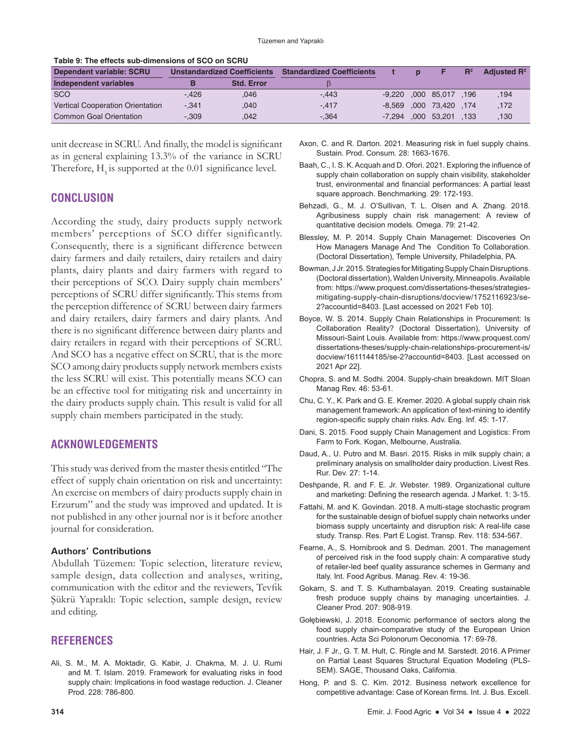**Table 9: The effects sub-dimensions of SCO on SCRU**

| Dependent variable: SCRU | Unstandardized Coefficients | | Standardized Coefficients | t | p | F | $R^2$ | Adjusted $R^2$ |
|---|---|---|---|---|---|---|---|---|
| Independent variables | B | Std. Error | β | | | | | |
| SCO | -,426 | ,046 | -,443 | -9,220 | ,000 | 85,017 | ,196 | ,194 |
| Vertical Cooperation Orientation | -,341 | ,040 | -,417 | -8,569 | ,000 | 73,420 | ,174 | ,172 |
| Common Goal Orientation | -,309 | ,042 | -,364 | -7,294 | ,000 | 53,201 | ,133 | ,130 |

unit decrease in SCRU. And finally, the model is significant as in general explaining 13.3% of the variance in SCRU Therefore, $H_5$ is supported at the 0.01 significance level.

## CONCLUSION

According the study, dairy products supply network members' perceptions of SCO differ significantly. Consequently, there is a significant difference between dairy farmers and daily retailers, dairy retailers and dairy plants, dairy plants and dairy farmers with regard to their perceptions of SCO. Dairy supply chain members' perceptions of SCRU differ significantly. This stems from the perception difference of SCRU between dairy farmers and dairy retailers, dairy farmers and dairy plants. And there is no significant difference between dairy plants and dairy retailers in regard with their perceptions of SCRU. And SCO has a negative effect on SCRU, that is the more SCO among dairy products supply network members exists the less SCRU will exist. This potentially means SCO can be an effective tool for mitigating risk and uncertainty in the dairy products supply chain. This result is valid for all supply chain members participated in the study.

## ACKNOWLEDGEMENTS

This study was derived from the master thesis entitled "The effect of supply chain orientation on risk and uncertainty: An exercise on members of dairy products supply chain in Erzurum" and the study was improved and updated. It is not published in any other journal nor is it before another journal for consideration.

### Authors' Contributions

Abdullah Tüzemen: Topic selection, literature review, sample design, data collection and analyses, writing, communication with the editor and the reviewers, Tevfik Şükrü Yapraklı: Topic selection, sample design, review and editing.

## REFERENCES

Ali, S. M., M. A. Moktadir, G. Kabir, J. Chakma, M. J. U. Rumi and M. T. Islam. 2019. Framework for evaluating risks in food supply chain: Implications in food wastage reduction. J. Cleaner Prod. 228: 786-800.

Axon, C. and R. Darton. 2021. Measuring risk in fuel supply chains. Sustain. Prod. Consum. 28: 1663-1676.

Baah, C., I. S. K. Acquah and D. Ofori. 2021. Exploring the influence of supply chain collaboration on supply chain visibility, stakeholder trust, environmental and financial performances: A partial least square approach. Benchmarking. 29: 172-193.

Behzadi, G., M. J. O'Sullivan, T. L. Olsen and A. Zhang. 2018. Agribusiness supply chain risk management: A review of quantitative decision models. Omega. 79: 21-42.

Blessley, M. P. 2014. Supply Chain Managemet: Discoveries On How Managers Manage And The Condition To Collaboration. (Doctoral Dissertation), Temple University, Philadelphia, PA.

Bowman, J Jr. 2015. Strategies for Mitigating Supply Chain Disruptions. (Doctoral dissertation), Walden University, Minneapolis. Available from: https://www.proquest.com/dissertations-theses/strategies-mitigating-supply-chain-disruptions/docview/1752116923/se-2?accountid=8403. [Last accessed on 2021 Feb 10].

Boyce, W. S. 2014. Supply Chain Relationships in Procurement: Is Collaboration Reality? (Doctoral Dissertation), University of Missouri-Saint Louis. Available from: https://www.proquest.com/dissertations-theses/supply-chain-relationships-procurement-is/docview/1611144185/se-2?accountid=8403. [Last accessed on 2021 Apr 22].

Chopra, S. and M. Sodhi. 2004. Supply-chain breakdown. MIT Sloan Manag Rev. 46: 53-61.

Chu, C. Y., K. Park and G. E. Kremer. 2020. A global supply chain risk management framework: An application of text-mining to identify region-specific supply chain risks. Adv. Eng. Inf. 45: 1-17.

Dani, S. 2015. Food supply Chain Management and Logistics: From Farm to Fork. Kogan, Melbourne, Australia.

Daud, A., U. Putro and M. Basri. 2015. Risks in milk supply chain; a preliminary analysis on smallholder dairy production. Livest Res. Rur. Dev. 27: 1-14.

Deshpande, R. and F. E. Jr. Webster. 1989. Organizational culture and marketing: Defining the research agenda. J Market. 1: 3-15.

Fattahi, M. and K. Govindan. 2018. A multi-stage stochastic program for the sustainable design of biofuel supply chain networks under biomass supply uncertainty and disruption risk: A real-life case study. Transp. Res. Part E Logist. Transp. Rev. 118: 534-567.

Fearne, A., S. Hornibrook and S. Dedman. 2001. The management of perceived risk in the food supply chain: A comparative study of retailer-led beef quality assurance schemes in Germany and Italy. Int. Food Agribus. Manag. Rev. 4: 19-36.

Gokarn, S. and T. S. Kuthambalayan. 2019. Creating sustainable fresh produce supply chains by managing uncertainties. J. Cleaner Prod. 207: 908-919.

Gołębiewski, J. 2018. Economic performance of sectors along the food supply chain-comparative study of the European Union countries. Acta Sci Polonorum Oeconomia. 17: 69-78.

Hair, J. F Jr., G. T. M. Hult, C. Ringle and M. Sarstedt. 2016. A Primer on Partial Least Squares Structural Equation Modeling (PLS-SEM). SAGE, Thousand Oaks, California.

Hong, P. and S. C. Kim. 2012. Business network excellence for competitive advantage: Case of Korean firms. Int. J. Bus. Excell.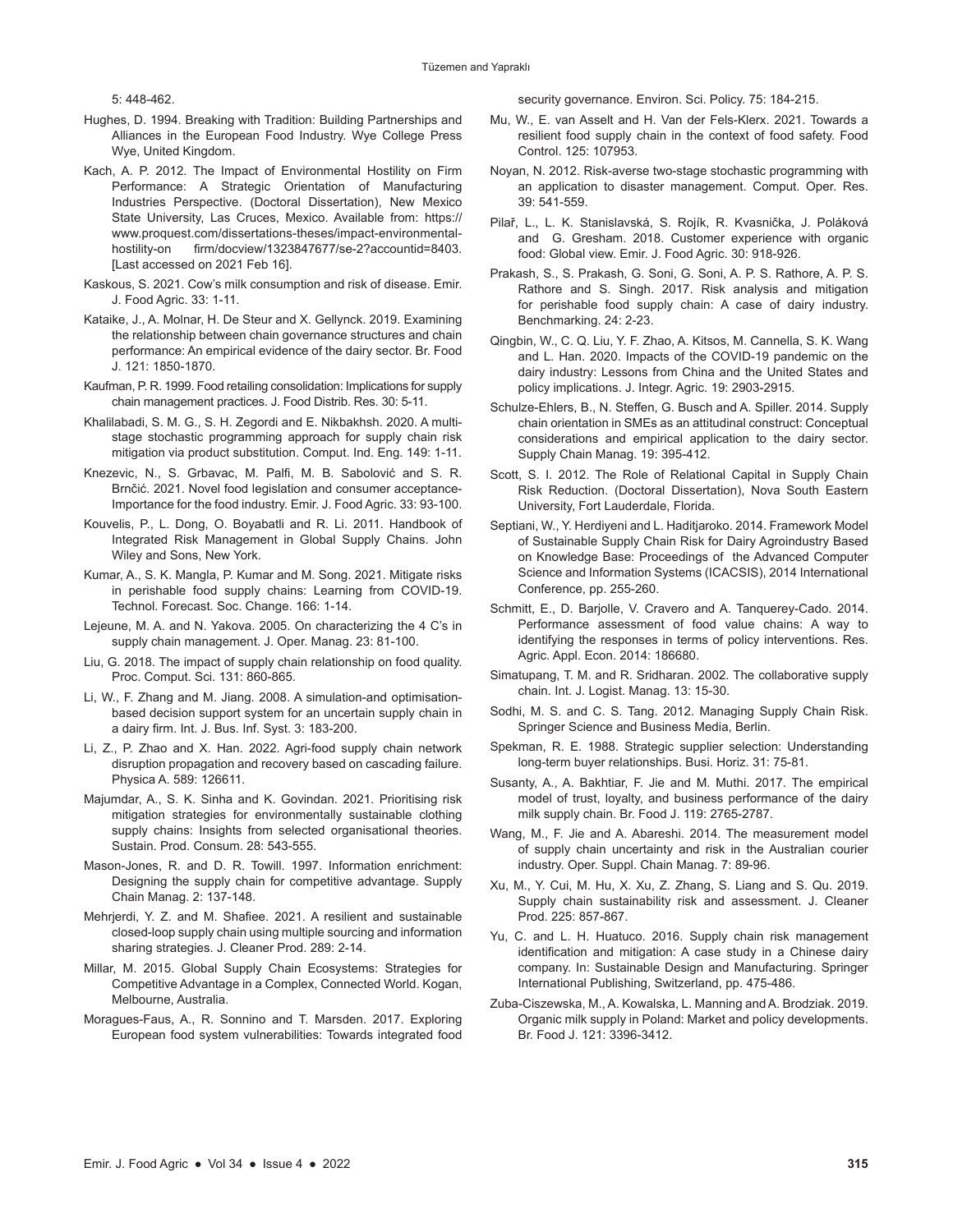5: 448-462.

Hughes, D. 1994. Breaking with Tradition: Building Partnerships and Alliances in the European Food Industry. Wye College Press Wye, United Kingdom.

Kach, A. P. 2012. The Impact of Environmental Hostility on Firm Performance: A Strategic Orientation of Manufacturing Industries Perspective. (Doctoral Dissertation), New Mexico State University, Las Cruces, Mexico. Available from: https://www.proquest.com/dissertations-theses/impact-environmental-hostility-on firm/docview/1323847677/se-2?accountid=8403. [Last accessed on 2021 Feb 16].

Kaskous, S. 2021. Cow's milk consumption and risk of disease. Emir. J. Food Agric. 33: 1-11.

Kataike, J., A. Molnar, H. De Steur and X. Gellynck. 2019. Examining the relationship between chain governance structures and chain performance: An empirical evidence of the dairy sector. Br. Food J. 121: 1850-1870.

Kaufman, P. R. 1999. Food retailing consolidation: Implications for supply chain management practices. J. Food Distrib. Res. 30: 5-11.

Khalilabadi, S. M. G., S. H. Zegordi and E. Nikbakhsh. 2020. A multi-stage stochastic programming approach for supply chain risk mitigation via product substitution. Comput. Ind. Eng. 149: 1-11.

Knezevic, N., S. Grbavac, M. Palfi, M. B. Sabolović and S. R. Brnčić. 2021. Novel food legislation and consumer acceptance-Importance for the food industry. Emir. J. Food Agric. 33: 93-100.

Kouvelis, P., L. Dong, O. Boyabatli and R. Li. 2011. Handbook of Integrated Risk Management in Global Supply Chains. John Wiley and Sons, New York.

Kumar, A., S. K. Mangla, P. Kumar and M. Song. 2021. Mitigate risks in perishable food supply chains: Learning from COVID-19. Technol. Forecast. Soc. Change. 166: 1-14.

Lejeune, M. A. and N. Yakova. 2005. On characterizing the 4 C's in supply chain management. J. Oper. Manag. 23: 81-100.

Liu, G. 2018. The impact of supply chain relationship on food quality. Proc. Comput. Sci. 131: 860-865.

Li, W., F. Zhang and M. Jiang. 2008. A simulation-and optimisation-based decision support system for an uncertain supply chain in a dairy firm. Int. J. Bus. Inf. Syst. 3: 183-200.

Li, Z., P. Zhao and X. Han. 2022. Agri-food supply chain network disruption propagation and recovery based on cascading failure. Physica A. 589: 126611.

Majumdar, A., S. K. Sinha and K. Govindan. 2021. Prioritising risk mitigation strategies for environmentally sustainable clothing supply chains: Insights from selected organisational theories. Sustain. Prod. Consum. 28: 543-555.

Mason-Jones, R. and D. R. Towill. 1997. Information enrichment: Designing the supply chain for competitive advantage. Supply Chain Manag. 2: 137-148.

Mehrjerdi, Y. Z. and M. Shafiee. 2021. A resilient and sustainable closed-loop supply chain using multiple sourcing and information sharing strategies. J. Cleaner Prod. 289: 2-14.

Millar, M. 2015. Global Supply Chain Ecosystems: Strategies for Competitive Advantage in a Complex, Connected World. Kogan, Melbourne, Australia.

Moragues-Faus, A., R. Sonnino and T. Marsden. 2017. Exploring European food system vulnerabilities: Towards integrated food security governance. Environ. Sci. Policy. 75: 184-215.

Mu, W., E. van Asselt and H. Van der Fels-Klerx. 2021. Towards a resilient food supply chain in the context of food safety. Food Control. 125: 107953.

Noyan, N. 2012. Risk-averse two-stage stochastic programming with an application to disaster management. Comput. Oper. Res. 39: 541-559.

Pilař, L., L. K. Stanislavská, S. Rojík, R. Kvasnička, J. Poláková and G. Gresham. 2018. Customer experience with organic food: Global view. Emir. J. Food Agric. 30: 918-926.

Prakash, S., S. Prakash, G. Soni, G. Soni, A. P. S. Rathore, A. P. S. Rathore and S. Singh. 2017. Risk analysis and mitigation for perishable food supply chain: A case of dairy industry. Benchmarking. 24: 2-23.

Qingbin, W., C. Q. Liu, Y. F. Zhao, A. Kitsos, M. Cannella, S. K. Wang and L. Han. 2020. Impacts of the COVID-19 pandemic on the dairy industry: Lessons from China and the United States and policy implications. J. Integr. Agric. 19: 2903-2915.

Schulze-Ehlers, B., N. Steffen, G. Busch and A. Spiller. 2014. Supply chain orientation in SMEs as an attitudinal construct: Conceptual considerations and empirical application to the dairy sector. Supply Chain Manag. 19: 395-412.

Scott, S. I. 2012. The Role of Relational Capital in Supply Chain Risk Reduction. (Doctoral Dissertation), Nova South Eastern University, Fort Lauderdale, Florida.

Septiani, W., Y. Herdiyeni and L. Haditjaroko. 2014. Framework Model of Sustainable Supply Chain Risk for Dairy Agroindustry Based on Knowledge Base: Proceedings of the Advanced Computer Science and Information Systems (ICACSIS), 2014 International Conference, pp. 255-260.

Schmitt, E., D. Barjolle, V. Cravero and A. Tanquerey-Cado. 2014. Performance assessment of food value chains: A way to identifying the responses in terms of policy interventions. Res. Agric. Appl. Econ. 2014: 186680.

Simatupang, T. M. and R. Sridharan. 2002. The collaborative supply chain. Int. J. Logist. Manag. 13: 15-30.

Sodhi, M. S. and C. S. Tang. 2012. Managing Supply Chain Risk. Springer Science and Business Media, Berlin.

Spekman, R. E. 1988. Strategic supplier selection: Understanding long-term buyer relationships. Busi. Horiz. 31: 75-81.

Susanty, A., A. Bakhtiar, F. Jie and M. Muthi. 2017. The empirical model of trust, loyalty, and business performance of the dairy milk supply chain. Br. Food J. 119: 2765-2787.

Wang, M., F. Jie and A. Abareshi. 2014. The measurement model of supply chain uncertainty and risk in the Australian courier industry. Oper. Suppl. Chain Manag. 7: 89-96.

Xu, M., Y. Cui, M. Hu, X. Xu, Z. Zhang, S. Liang and S. Qu. 2019. Supply chain sustainability risk and assessment. J. Cleaner Prod. 225: 857-867.

Yu, C. and L. H. Huatuco. 2016. Supply chain risk management identification and mitigation: A case study in a Chinese dairy company. In: Sustainable Design and Manufacturing. Springer International Publishing, Switzerland, pp. 475-486.

Zuba-Ciszewska, M., A. Kowalska, L. Manning and A. Brodziak. 2019. Organic milk supply in Poland: Market and policy developments. Br. Food J. 121: 3396-3412.